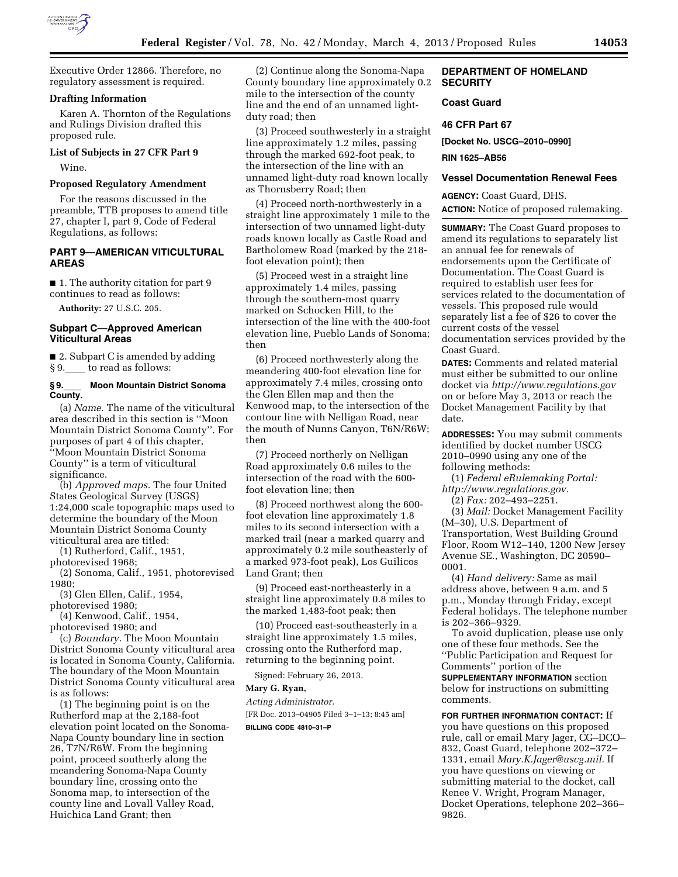Executive Order 12866. Therefore, no regulatory assessment is required.

**Drafting Information**

Karen A. Thornton of the Regulations and Rulings Division drafted this proposed rule.

**List of Subjects in 27 CFR Part 9**

Wine.

**Proposed Regulatory Amendment**

For the reasons discussed in the preamble, TTB proposes to amend title 27, chapter I, part 9, Code of Federal Regulations, as follows:

## PART 9—AMERICAN VITICULTURAL AREAS

■ 1. The authority citation for part 9 continues to read as follows:

**Authority:** 27 U.S.C. 205.

### Subpart C—Approved American Viticultural Areas

■ 2. Subpart C is amended by adding § 9.____ to read as follows:

**§ 9.____ Moon Mountain District Sonoma County.**

(a) *Name.* The name of the viticultural area described in this section is ''Moon Mountain District Sonoma County''. For purposes of part 4 of this chapter, ''Moon Mountain District Sonoma County'' is a term of viticultural significance.

(b) *Approved maps.* The four United States Geological Survey (USGS) 1:24,000 scale topographic maps used to determine the boundary of the Moon Mountain District Sonoma County viticultural area are titled:

(1) Rutherford, Calif., 1951, photorevised 1968;

(2) Sonoma, Calif., 1951, photorevised 1980;

(3) Glen Ellen, Calif., 1954, photorevised 1980;

(4) Kenwood, Calif., 1954, photorevised 1980; and

(c) *Boundary.* The Moon Mountain District Sonoma County viticultural area is located in Sonoma County, California. The boundary of the Moon Mountain District Sonoma County viticultural area is as follows:

(1) The beginning point is on the Rutherford map at the 2,188-foot elevation point located on the Sonoma-Napa County boundary line in section 26, T7N/R6W. From the beginning point, proceed southerly along the meandering Sonoma-Napa County boundary line, crossing onto the Sonoma map, to intersection of the county line and Lovall Valley Road, Huichica Land Grant; then

(2) Continue along the Sonoma-Napa County boundary line approximately 0.2 mile to the intersection of the county line and the end of an unnamed light-duty road; then

(3) Proceed southwesterly in a straight line approximately 1.2 miles, passing through the marked 692-foot peak, to the intersection of the line with an unnamed light-duty road known locally as Thornsberry Road; then

(4) Proceed north-northwesterly in a straight line approximately 1 mile to the intersection of two unnamed light-duty roads known locally as Castle Road and Bartholomew Road (marked by the 218-foot elevation point); then

(5) Proceed west in a straight line approximately 1.4 miles, passing through the southern-most quarry marked on Schocken Hill, to the intersection of the line with the 400-foot elevation line, Pueblo Lands of Sonoma; then

(6) Proceed northwesterly along the meandering 400-foot elevation line for approximately 7.4 miles, crossing onto the Glen Ellen map and then the Kenwood map, to the intersection of the contour line with Nelligan Road, near the mouth of Nunns Canyon, T6N/R6W; then

(7) Proceed northerly on Nelligan Road approximately 0.6 miles to the intersection of the road with the 600-foot elevation line; then

(8) Proceed northwest along the 600-foot elevation line approximately 1.8 miles to its second intersection with a marked trail (near a marked quarry and approximately 0.2 mile southeasterly of a marked 973-foot peak), Los Guilicos Land Grant; then

(9) Proceed east-northeasterly in a straight line approximately 0.8 miles to the marked 1,483-foot peak; then

(10) Proceed east-southeasterly in a straight line approximately 1.5 miles, crossing onto the Rutherford map, returning to the beginning point.

Signed: February 26, 2013.

**Mary G. Ryan,**

*Acting Administrator.*

[FR Doc. 2013–04905 Filed 3–1–13; 8:45 am]

**BILLING CODE 4810–31–P**

## DEPARTMENT OF HOMELAND SECURITY

### Coast Guard

### 46 CFR Part 67

**[Docket No. USCG–2010–0990]**

**RIN 1625–AB56**

### Vessel Documentation Renewal Fees

**AGENCY:** Coast Guard, DHS.

**ACTION:** Notice of proposed rulemaking.

**SUMMARY:** The Coast Guard proposes to amend its regulations to separately list an annual fee for renewals of endorsements upon the Certificate of Documentation. The Coast Guard is required to establish user fees for services related to the documentation of vessels. This proposed rule would separately list a fee of $26 to cover the current costs of the vessel documentation services provided by the Coast Guard.

**DATES:** Comments and related material must either be submitted to our online docket via *http://www.regulations.gov* on or before May 3, 2013 or reach the Docket Management Facility by that date.

**ADDRESSES:** You may submit comments identified by docket number USCG 2010–0990 using any one of the following methods:

(1) *Federal eRulemaking Portal: http://www.regulations.gov.*

(2) *Fax:* 202–493–2251.

(3) *Mail:* Docket Management Facility (M–30), U.S. Department of Transportation, West Building Ground Floor, Room W12–140, 1200 New Jersey Avenue SE., Washington, DC 20590–0001.

(4) *Hand delivery:* Same as mail address above, between 9 a.m. and 5 p.m., Monday through Friday, except Federal holidays. The telephone number is 202–366–9329.

To avoid duplication, please use only one of these four methods. See the ''Public Participation and Request for Comments'' portion of the **SUPPLEMENTARY INFORMATION** section below for instructions on submitting comments.

**FOR FURTHER INFORMATION CONTACT:** If you have questions on this proposed rule, call or email Mary Jager, CG–DCO–832, Coast Guard, telephone 202–372–1331, email *Mary.K.Jager@uscg.mil.* If you have questions on viewing or submitting material to the docket, call Renee V. Wright, Program Manager, Docket Operations, telephone 202–366–9826.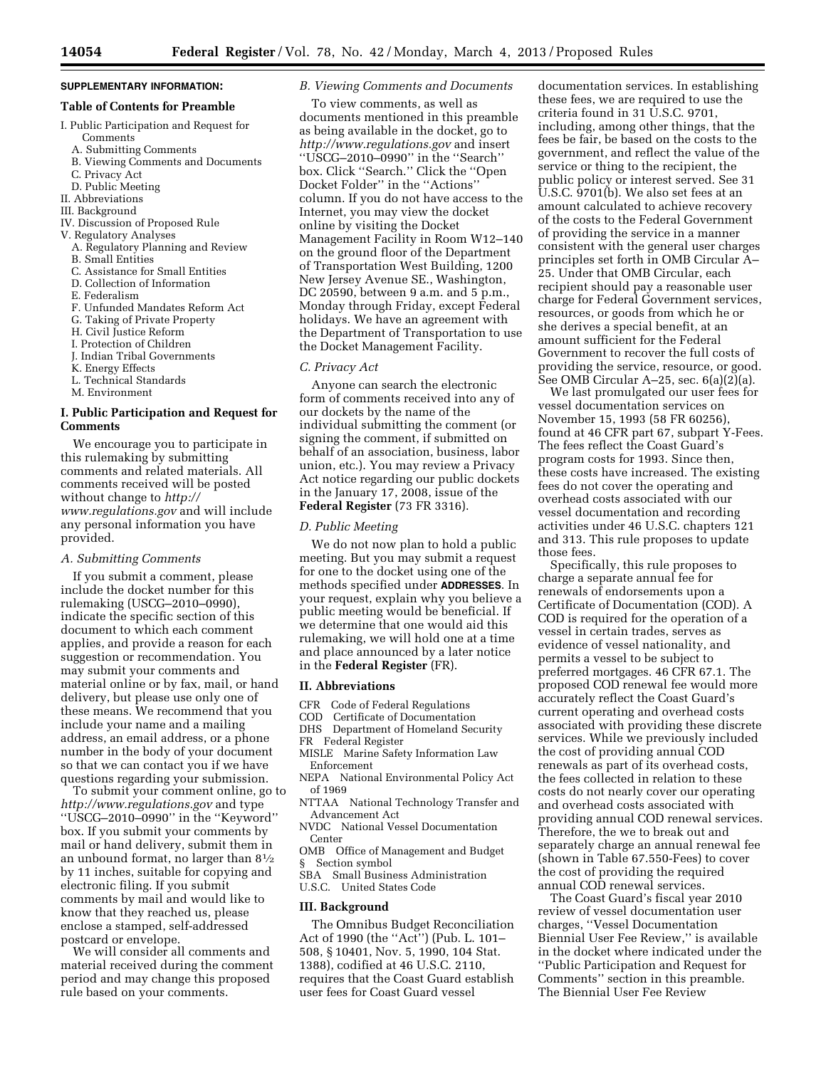**SUPPLEMENTARY INFORMATION:**

**Table of Contents for Preamble**

- I. Public Participation and Request for Comments
  - A. Submitting Comments
  - B. Viewing Comments and Documents
  - C. Privacy Act
  - D. Public Meeting
- II. Abbreviations
- III. Background
- IV. Discussion of Proposed Rule
- V. Regulatory Analyses
  - A. Regulatory Planning and Review
  - B. Small Entities
  - C. Assistance for Small Entities
  - D. Collection of Information
  - E. Federalism
  - F. Unfunded Mandates Reform Act
  - G. Taking of Private Property
  - H. Civil Justice Reform
  - I. Protection of Children
  - J. Indian Tribal Governments
  - K. Energy Effects
  - L. Technical Standards
  - M. Environment

## I. Public Participation and Request for Comments

We encourage you to participate in this rulemaking by submitting comments and related materials. All comments received will be posted without change to *http://www.regulations.gov* and will include any personal information you have provided.

### *A. Submitting Comments*

If you submit a comment, please include the docket number for this rulemaking (USCG–2010–0990), indicate the specific section of this document to which each comment applies, and provide a reason for each suggestion or recommendation. You may submit your comments and material online or by fax, mail, or hand delivery, but please use only one of these means. We recommend that you include your name and a mailing address, an email address, or a phone number in the body of your document so that we can contact you if we have questions regarding your submission.

To submit your comment online, go to *http://www.regulations.gov* and type ''USCG–2010–0990'' in the ''Keyword'' box. If you submit your comments by mail or hand delivery, submit them in an unbound format, no larger than 8½ by 11 inches, suitable for copying and electronic filing. If you submit comments by mail and would like to know that they reached us, please enclose a stamped, self-addressed postcard or envelope.

We will consider all comments and material received during the comment period and may change this proposed rule based on your comments.

### *B. Viewing Comments and Documents*

To view comments, as well as documents mentioned in this preamble as being available in the docket, go to *http://www.regulations.gov* and insert ''USCG–2010–0990'' in the ''Search'' box. Click ''Search.'' Click the ''Open Docket Folder'' in the ''Actions'' column. If you do not have access to the Internet, you may view the docket online by visiting the Docket Management Facility in Room W12–140 on the ground floor of the Department of Transportation West Building, 1200 New Jersey Avenue SE., Washington, DC 20590, between 9 a.m. and 5 p.m., Monday through Friday, except Federal holidays. We have an agreement with the Department of Transportation to use the Docket Management Facility.

### *C. Privacy Act*

Anyone can search the electronic form of comments received into any of our dockets by the name of the individual submitting the comment (or signing the comment, if submitted on behalf of an association, business, labor union, etc.). You may review a Privacy Act notice regarding our public dockets in the January 17, 2008, issue of the **Federal Register** (73 FR 3316).

### *D. Public Meeting*

We do not now plan to hold a public meeting. But you may submit a request for one to the docket using one of the methods specified under **ADDRESSES**. In your request, explain why you believe a public meeting would be beneficial. If we determine that one would aid this rulemaking, we will hold one at a time and place announced by a later notice in the **Federal Register** (FR).

## II. Abbreviations

CFR Code of Federal Regulations
COD Certificate of Documentation
DHS Department of Homeland Security
FR Federal Register
MISLE Marine Safety Information Law Enforcement
NEPA National Environmental Policy Act of 1969
NTTAA National Technology Transfer and Advancement Act
NVDC National Vessel Documentation Center
OMB Office of Management and Budget
§ Section symbol
SBA Small Business Administration
U.S.C. United States Code

## III. Background

The Omnibus Budget Reconciliation Act of 1990 (the ''Act'') (Pub. L. 101–508, § 10401, Nov. 5, 1990, 104 Stat. 1388), codified at 46 U.S.C. 2110, requires that the Coast Guard establish user fees for Coast Guard vessel documentation services. In establishing these fees, we are required to use the criteria found in 31 U.S.C. 9701, including, among other things, that the fees be fair, be based on the costs to the government, and reflect the value of the service or thing to the recipient, the public policy or interest served. See 31 U.S.C. 9701(b). We also set fees at an amount calculated to achieve recovery of the costs to the Federal Government of providing the service in a manner consistent with the general user charges principles set forth in OMB Circular A–25. Under that OMB Circular, each recipient should pay a reasonable user charge for Federal Government services, resources, or goods from which he or she derives a special benefit, at an amount sufficient for the Federal Government to recover the full costs of providing the service, resource, or good. See OMB Circular A–25, sec. 6(a)(2)(a).

We last promulgated our user fees for vessel documentation services on November 15, 1993 (58 FR 60256), found at 46 CFR part 67, subpart Y-Fees. The fees reflect the Coast Guard's program costs for 1993. Since then, these costs have increased. The existing fees do not cover the operating and overhead costs associated with our vessel documentation and recording activities under 46 U.S.C. chapters 121 and 313. This rule proposes to update those fees.

Specifically, this rule proposes to charge a separate annual fee for renewals of endorsements upon a Certificate of Documentation (COD). A COD is required for the operation of a vessel in certain trades, serves as evidence of vessel nationality, and permits a vessel to be subject to preferred mortgages. 46 CFR 67.1. The proposed COD renewal fee would more accurately reflect the Coast Guard's current operating and overhead costs associated with providing these discrete services. While we previously included the cost of providing annual COD renewals as part of its overhead costs, the fees collected in relation to these costs do not nearly cover our operating and overhead costs associated with providing annual COD renewal services. Therefore, the we to break out and separately charge an annual renewal fee (shown in Table 67.550-Fees) to cover the cost of providing the required annual COD renewal services.

The Coast Guard's fiscal year 2010 review of vessel documentation user charges, ''Vessel Documentation Biennial User Fee Review,'' is available in the docket where indicated under the ''Public Participation and Request for Comments'' section in this preamble. The Biennial User Fee Review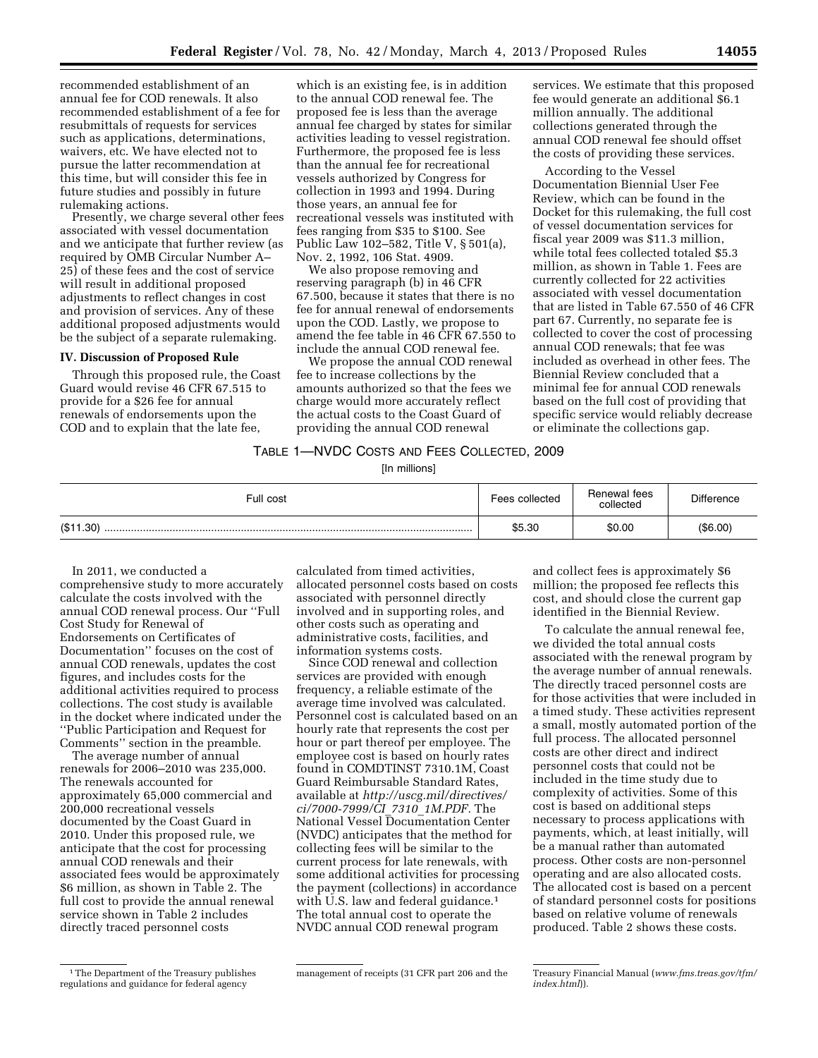recommended establishment of an annual fee for COD renewals. It also recommended establishment of a fee for resubmittals of requests for services such as applications, determinations, waivers, etc. We have elected not to pursue the latter recommendation at this time, but will consider this fee in future studies and possibly in future rulemaking actions.

Presently, we charge several other fees associated with vessel documentation and we anticipate that further review (as required by OMB Circular Number A–25) of these fees and the cost of service will result in additional proposed adjustments to reflect changes in cost and provision of services. Any of these additional proposed adjustments would be the subject of a separate rulemaking.

## IV. Discussion of Proposed Rule

Through this proposed rule, the Coast Guard would revise 46 CFR 67.515 to provide for a $26 fee for annual renewals of endorsements upon the COD and to explain that the late fee, which is an existing fee, is in addition to the annual COD renewal fee. The proposed fee is less than the average annual fee charged by states for similar activities leading to vessel registration. Furthermore, the proposed fee is less than the annual fee for recreational vessels authorized by Congress for collection in 1993 and 1994. During those years, an annual fee for recreational vessels was instituted with fees ranging from $35 to $100. See Public Law 102–582, Title V, § 501(a), Nov. 2, 1992, 106 Stat. 4909.

We also propose removing and reserving paragraph (b) in 46 CFR 67.500, because it states that there is no fee for annual renewal of endorsements upon the COD. Lastly, we propose to amend the fee table in 46 CFR 67.550 to include the annual COD renewal fee.

We propose the annual COD renewal fee to increase collections by the amounts authorized so that the fees we charge would more accurately reflect the actual costs to the Coast Guard of providing the annual COD renewal services. We estimate that this proposed fee would generate an additional $6.1 million annually. The additional collections generated through the annual COD renewal fee should offset the costs of providing these services.

According to the Vessel Documentation Biennial User Fee Review, which can be found in the Docket for this rulemaking, the full cost of vessel documentation services for fiscal year 2009 was $11.3 million, while total fees collected totaled $5.3 million, as shown in Table 1. Fees are currently collected for 22 activities associated with vessel documentation that are listed in Table 67.550 of 46 CFR part 67. Currently, no separate fee is collected to cover the cost of processing annual COD renewals; that fee was included as overhead in other fees. The Biennial Review concluded that a minimal fee for annual COD renewals based on the full cost of providing that specific service would reliably decrease or eliminate the collections gap.

TABLE 1—NVDC COSTS AND FEES COLLECTED, 2009

[In millions]

| Full cost | Fees collected | Renewal fees collected | Difference |
|---|---|---|---|
| ($11.30) | $5.30 | $0.00 | ($6.00) |

In 2011, we conducted a comprehensive study to more accurately calculate the costs involved with the annual COD renewal process. Our ''Full Cost Study for Renewal of Endorsements on Certificates of Documentation'' focuses on the cost of annual COD renewals, updates the cost figures, and includes costs for the additional activities required to process collections. The cost study is available in the docket where indicated under the ''Public Participation and Request for Comments'' section in the preamble.

The average number of annual renewals for 2006–2010 was 235,000. The renewals accounted for approximately 65,000 commercial and 200,000 recreational vessels documented by the Coast Guard in 2010. Under this proposed rule, we anticipate that the cost for processing annual COD renewals and their associated fees would be approximately $6 million, as shown in Table 2. The full cost to provide the annual renewal service shown in Table 2 includes directly traced personnel costs calculated from timed activities, allocated personnel costs based on costs associated with personnel directly involved and in supporting roles, and other costs such as operating and administrative costs, facilities, and information systems costs.

Since COD renewal and collection services are provided with enough frequency, a reliable estimate of the average time involved was calculated. Personnel cost is calculated based on an hourly rate that represents the cost per hour or part thereof per employee. The employee cost is based on hourly rates found in COMDTINST 7310.1M, Coast Guard Reimbursable Standard Rates, available at *http://uscg.mil/directives/ci/7000-7999/CI_7310_1M.PDF.* The National Vessel Documentation Center (NVDC) anticipates that the method for collecting fees will be similar to the current process for late renewals, with some additional activities for processing the payment (collections) in accordance with U.S. law and federal guidance.[1] The total annual cost to operate the NVDC annual COD renewal program and collect fees is approximately $6 million; the proposed fee reflects this cost, and should close the current gap identified in the Biennial Review.

To calculate the annual renewal fee, we divided the total annual costs associated with the renewal program by the average number of annual renewals. The directly traced personnel costs are for those activities that were included in a timed study. These activities represent a small, mostly automated portion of the full process. The allocated personnel costs are other direct and indirect personnel costs that could not be included in the time study due to complexity of activities. Some of this cost is based on additional steps necessary to process applications with payments, which, at least initially, will be a manual rather than automated process. Other costs are non-personnel operating and are also allocated costs. The allocated cost is based on a percent of standard personnel costs for positions based on relative volume of renewals produced. Table 2 shows these costs.

---

[1] The Department of the Treasury publishes regulations and guidance for federal agency management of receipts (31 CFR part 206 and the Treasury Financial Manual (*www.fms.treas.gov/tfm/index.html*)).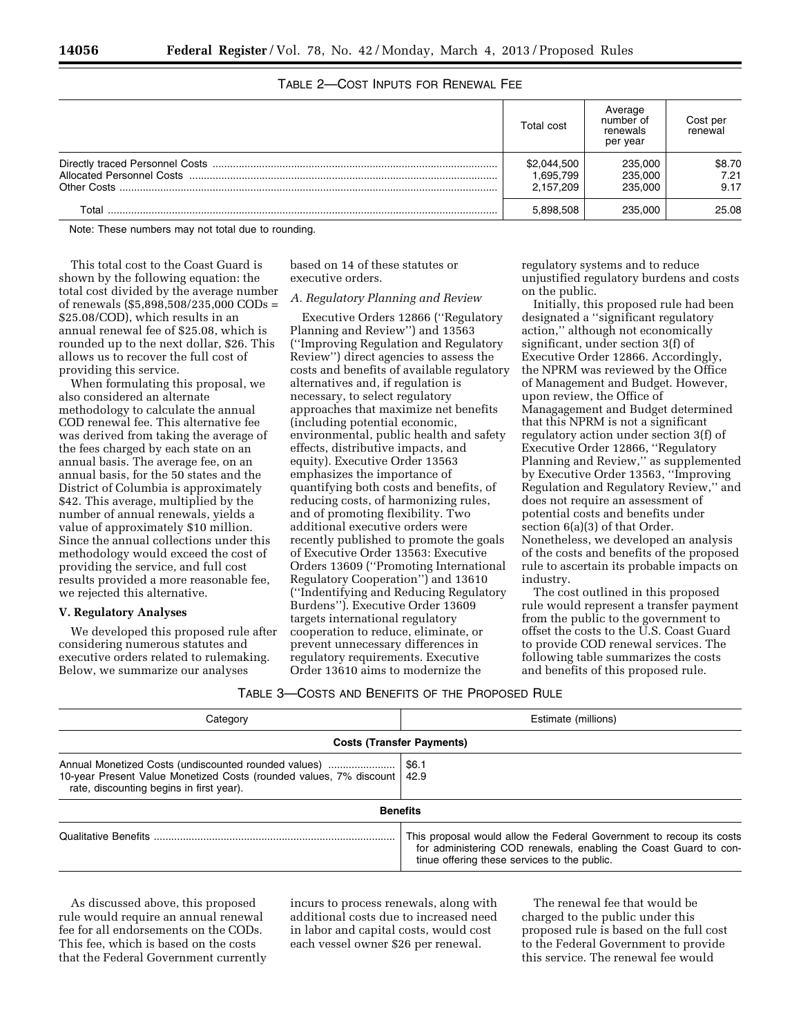TABLE 2—COST INPUTS FOR RENEWAL FEE

| | Total cost | Average number of renewals per year | Cost per renewal |
|---|---|---|---|
| Directly traced Personnel Costs | $2,044,500 | 235,000 | $8.70 |
| Allocated Personnel Costs | 1,695,799 | 235,000 | 7.21 |
| Other Costs | 2,157,209 | 235,000 | 9.17 |
| Total | 5,898,508 | 235,000 | 25.08 |

Note: These numbers may not total due to rounding.

This total cost to the Coast Guard is shown by the following equation: the total cost divided by the average number of renewals ($5,898,508/235,000 CODs = $25.08/COD), which results in an annual renewal fee of $25.08, which is rounded up to the next dollar, $26. This allows us to recover the full cost of providing this service.

When formulating this proposal, we also considered an alternate methodology to calculate the annual COD renewal fee. This alternative fee was derived from taking the average of the fees charged by each state on an annual basis. The average fee, on an annual basis, for the 50 states and the District of Columbia is approximately $42. This average, multiplied by the number of annual renewals, yields a value of approximately $10 million. Since the annual collections under this methodology would exceed the cost of providing the service, and full cost results provided a more reasonable fee, we rejected this alternative.

## V. Regulatory Analyses

We developed this proposed rule after considering numerous statutes and executive orders related to rulemaking. Below, we summarize our analyses based on 14 of these statutes or executive orders.

### *A. Regulatory Planning and Review*

Executive Orders 12866 (''Regulatory Planning and Review'') and 13563 (''Improving Regulation and Regulatory Review'') direct agencies to assess the costs and benefits of available regulatory alternatives and, if regulation is necessary, to select regulatory approaches that maximize net benefits (including potential economic, environmental, public health and safety effects, distributive impacts, and equity). Executive Order 13563 emphasizes the importance of quantifying both costs and benefits, of reducing costs, of harmonizing rules, and of promoting flexibility. Two additional executive orders were recently published to promote the goals of Executive Order 13563: Executive Orders 13609 (''Promoting International Regulatory Cooperation'') and 13610 (''Indentifying and Reducing Regulatory Burdens''). Executive Order 13609 targets international regulatory cooperation to reduce, eliminate, or prevent unnecessary differences in regulatory requirements. Executive Order 13610 aims to modernize the regulatory systems and to reduce unjustified regulatory burdens and costs on the public.

Initially, this proposed rule had been designated a ''significant regulatory action,'' although not economically significant, under section 3(f) of Executive Order 12866. Accordingly, the NPRM was reviewed by the Office of Management and Budget. However, upon review, the Office of Managagement and Budget determined that this NPRM is not a significant regulatory action under section 3(f) of Executive Order 12866, ''Regulatory Planning and Review,'' as supplemented by Executive Order 13563, ''Improving Regulation and Regulatory Review,'' and does not require an assessment of potential costs and benefits under section 6(a)(3) of that Order. Nonetheless, we developed an analysis of the costs and benefits of the proposed rule to ascertain its probable impacts on industry.

The cost outlined in this proposed rule would represent a transfer payment from the public to the government to offset the costs to the U.S. Coast Guard to provide COD renewal services. The following table summarizes the costs and benefits of this proposed rule.

TABLE 3—COSTS AND BENEFITS OF THE PROPOSED RULE

| Category | Estimate (millions) |
|---|---|
| **Costs (Transfer Payments)** | |
| Annual Monetized Costs (undiscounted rounded values) | $6.1 |
| 10-year Present Value Monetized Costs (rounded values, 7% discount rate, discounting begins in first year). | 42.9 |
| **Benefits** | |
| Qualitative Benefits | This proposal would allow the Federal Government to recoup its costs for administering COD renewals, enabling the Coast Guard to continue offering these services to the public. |

As discussed above, this proposed rule would require an annual renewal fee for all endorsements on the CODs. This fee, which is based on the costs that the Federal Government currently incurs to process renewals, along with additional costs due to increased need in labor and capital costs, would cost each vessel owner $26 per renewal.

The renewal fee that would be charged to the public under this proposed rule is based on the full cost to the Federal Government to provide this service. The renewal fee would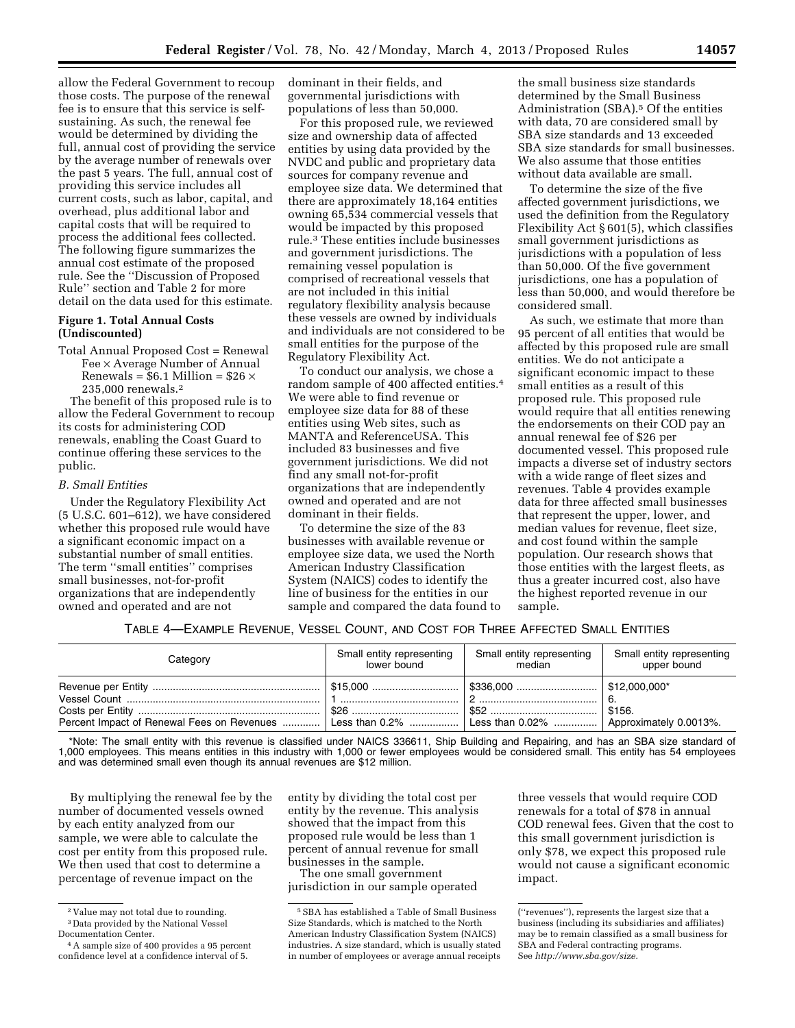allow the Federal Government to recoup those costs. The purpose of the renewal fee is to ensure that this service is self-sustaining. As such, the renewal fee would be determined by dividing the full, annual cost of providing the service by the average number of renewals over the past 5 years. The full, annual cost of providing this service includes all current costs, such as labor, capital, and overhead, plus additional labor and capital costs that will be required to process the additional fees collected. The following figure summarizes the annual cost estimate of the proposed rule. See the ''Discussion of Proposed Rule'' section and Table 2 for more detail on the data used for this estimate.

**Figure 1. Total Annual Costs (Undiscounted)**

Total Annual Proposed Cost = Renewal Fee × Average Number of Annual Renewals = $6.1 Million = $26 × 235,000 renewals.[2]

The benefit of this proposed rule is to allow the Federal Government to recoup its costs for administering COD renewals, enabling the Coast Guard to continue offering these services to the public.

*B. Small Entities*

Under the Regulatory Flexibility Act (5 U.S.C. 601–612), we have considered whether this proposed rule would have a significant economic impact on a substantial number of small entities. The term ''small entities'' comprises small businesses, not-for-profit organizations that are independently owned and operated and are not dominant in their fields, and governmental jurisdictions with populations of less than 50,000.

For this proposed rule, we reviewed size and ownership data of affected entities by using data provided by the NVDC and public and proprietary data sources for company revenue and employee size data. We determined that there are approximately 18,164 entities owning 65,534 commercial vessels that would be impacted by this proposed rule.[3] These entities include businesses and government jurisdictions. The remaining vessel population is comprised of recreational vessels that are not included in this initial regulatory flexibility analysis because these vessels are owned by individuals and individuals are not considered to be small entities for the purpose of the Regulatory Flexibility Act.

To conduct our analysis, we chose a random sample of 400 affected entities.[4] We were able to find revenue or employee size data for 88 of these entities using Web sites, such as MANTA and ReferenceUSA. This included 83 businesses and five government jurisdictions. We did not find any small not-for-profit organizations that are independently owned and operated and are not dominant in their fields.

To determine the size of the 83 businesses with available revenue or employee size data, we used the North American Industry Classification System (NAICS) codes to identify the line of business for the entities in our sample and compared the data found to the small business size standards determined by the Small Business Administration (SBA).[5] Of the entities with data, 70 are considered small by SBA size standards and 13 exceeded SBA size standards for small businesses. We also assume that those entities without data available are small.

To determine the size of the five affected government jurisdictions, we used the definition from the Regulatory Flexibility Act § 601(5), which classifies small government jurisdictions as jurisdictions with a population of less than 50,000. Of the five government jurisdictions, one has a population of less than 50,000, and would therefore be considered small.

As such, we estimate that more than 95 percent of all entities that would be affected by this proposed rule are small entities. We do not anticipate a significant economic impact to these small entities as a result of this proposed rule. This proposed rule would require that all entities renewing the endorsements on their COD pay an annual renewal fee of $26 per documented vessel. This proposed rule impacts a diverse set of industry sectors with a wide range of fleet sizes and revenues. Table 4 provides example data for three affected small businesses that represent the upper, lower, and median values for revenue, fleet size, and cost found within the sample population. Our research shows that those entities with the largest fleets, as thus a greater incurred cost, also have the highest reported revenue in our sample.

TABLE 4—EXAMPLE REVENUE, VESSEL COUNT, AND COST FOR THREE AFFECTED SMALL ENTITIES

| Category | Small entity representing lower bound | Small entity representing median | Small entity representing upper bound |
|---|---|---|---|
| Revenue per Entity | $15,000 | $336,000 | $12,000,000* |
| Vessel Count | 1 | 2 | 6. |
| Costs per Entity | $26 | $52 | $156. |
| Percent Impact of Renewal Fees on Revenues | Less than 0.2% | Less than 0.02% | Approximately 0.0013%. |

*Note: The small entity with this revenue is classified under NAICS 336611, Ship Building and Repairing, and has an SBA size standard of 1,000 employees. This means entities in this industry with 1,000 or fewer employees would be considered small. This entity has 54 employees and was determined small even though its annual revenues are $12 million.

By multiplying the renewal fee by the number of documented vessels owned by each entity analyzed from our sample, we were able to calculate the cost per entity from this proposed rule. We then used that cost to determine a percentage of revenue impact on the entity by dividing the total cost per entity by the revenue. This analysis showed that the impact from this proposed rule would be less than 1 percent of annual revenue for small businesses in the sample.

The one small government jurisdiction in our sample operated three vessels that would require COD renewals for a total of $78 in annual COD renewal fees. Given that the cost to this small government jurisdiction is only $78, we expect this proposed rule would not cause a significant economic impact.

---

[2] Value may not total due to rounding.

[3] Data provided by the National Vessel Documentation Center.

[4] A sample size of 400 provides a 95 percent confidence level at a confidence interval of 5.

[5] SBA has established a Table of Small Business Size Standards, which is matched to the North American Industry Classification System (NAICS) industries. A size standard, which is usually stated in number of employees or average annual receipts (''revenues''), represents the largest size that a business (including its subsidiaries and affiliates) may be to remain classified as a small business for SBA and Federal contracting programs. See *http://www.sba.gov/size.*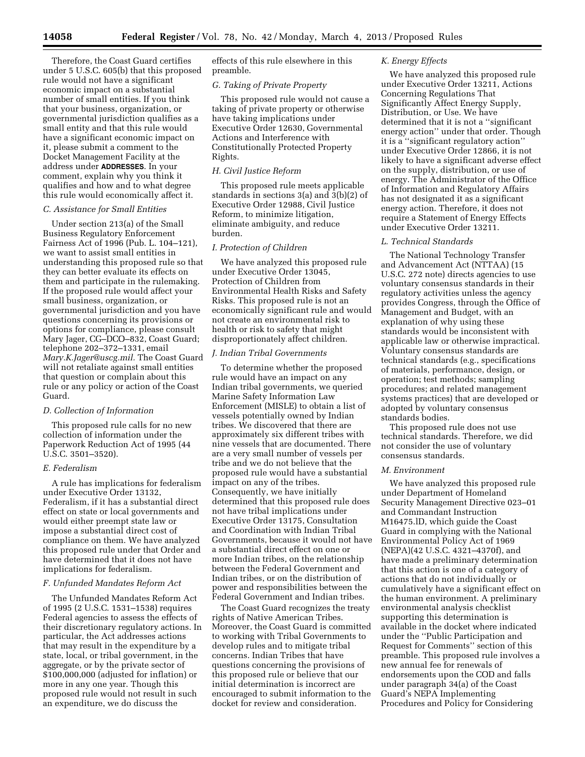Therefore, the Coast Guard certifies under 5 U.S.C. 605(b) that this proposed rule would not have a significant economic impact on a substantial number of small entities. If you think that your business, organization, or governmental jurisdiction qualifies as a small entity and that this rule would have a significant economic impact on it, please submit a comment to the Docket Management Facility at the address under **ADDRESSES**. In your comment, explain why you think it qualifies and how and to what degree this rule would economically affect it.

### *C. Assistance for Small Entities*

Under section 213(a) of the Small Business Regulatory Enforcement Fairness Act of 1996 (Pub. L. 104–121), we want to assist small entities in understanding this proposed rule so that they can better evaluate its effects on them and participate in the rulemaking. If the proposed rule would affect your small business, organization, or governmental jurisdiction and you have questions concerning its provisions or options for compliance, please consult Mary Jager, CG–DCO–832, Coast Guard; telephone 202–372–1331, email *Mary.K.Jager@uscg.mil.* The Coast Guard will not retaliate against small entities that question or complain about this rule or any policy or action of the Coast Guard.

### *D. Collection of Information*

This proposed rule calls for no new collection of information under the Paperwork Reduction Act of 1995 (44 U.S.C. 3501–3520).

### *E. Federalism*

A rule has implications for federalism under Executive Order 13132, Federalism, if it has a substantial direct effect on state or local governments and would either preempt state law or impose a substantial direct cost of compliance on them. We have analyzed this proposed rule under that Order and have determined that it does not have implications for federalism.

### *F. Unfunded Mandates Reform Act*

The Unfunded Mandates Reform Act of 1995 (2 U.S.C. 1531–1538) requires Federal agencies to assess the effects of their discretionary regulatory actions. In particular, the Act addresses actions that may result in the expenditure by a state, local, or tribal government, in the aggregate, or by the private sector of $100,000,000 (adjusted for inflation) or more in any one year. Though this proposed rule would not result in such an expenditure, we do discuss the effects of this rule elsewhere in this preamble.

### *G. Taking of Private Property*

This proposed rule would not cause a taking of private property or otherwise have taking implications under Executive Order 12630, Governmental Actions and Interference with Constitutionally Protected Property Rights.

### *H. Civil Justice Reform*

This proposed rule meets applicable standards in sections 3(a) and 3(b)(2) of Executive Order 12988, Civil Justice Reform, to minimize litigation, eliminate ambiguity, and reduce burden.

### *I. Protection of Children*

We have analyzed this proposed rule under Executive Order 13045, Protection of Children from Environmental Health Risks and Safety Risks. This proposed rule is not an economically significant rule and would not create an environmental risk to health or risk to safety that might disproportionately affect children.

### *J. Indian Tribal Governments*

To determine whether the proposed rule would have an impact on any Indian tribal governments, we queried Marine Safety Information Law Enforcement (MISLE) to obtain a list of vessels potentially owned by Indian tribes. We discovered that there are approximately six different tribes with nine vessels that are documented. There are a very small number of vessels per tribe and we do not believe that the proposed rule would have a substantial impact on any of the tribes. Consequently, we have initially determined that this proposed rule does not have tribal implications under Executive Order 13175, Consultation and Coordination with Indian Tribal Governments, because it would not have a substantial direct effect on one or more Indian tribes, on the relationship between the Federal Government and Indian tribes, or on the distribution of power and responsibilities between the Federal Government and Indian tribes.

The Coast Guard recognizes the treaty rights of Native American Tribes. Moreover, the Coast Guard is committed to working with Tribal Governments to develop rules and to mitigate tribal concerns. Indian Tribes that have questions concerning the provisions of this proposed rule or believe that our initial determination is incorrect are encouraged to submit information to the docket for review and consideration.

### *K. Energy Effects*

We have analyzed this proposed rule under Executive Order 13211, Actions Concerning Regulations That Significantly Affect Energy Supply, Distribution, or Use. We have determined that it is not a "significant energy action" under that order. Though it is a "significant regulatory action" under Executive Order 12866, it is not likely to have a significant adverse effect on the supply, distribution, or use of energy. The Administrator of the Office of Information and Regulatory Affairs has not designated it as a significant energy action. Therefore, it does not require a Statement of Energy Effects under Executive Order 13211.

### *L. Technical Standards*

The National Technology Transfer and Advancement Act (NTTAA) (15 U.S.C. 272 note) directs agencies to use voluntary consensus standards in their regulatory activities unless the agency provides Congress, through the Office of Management and Budget, with an explanation of why using these standards would be inconsistent with applicable law or otherwise impractical. Voluntary consensus standards are technical standards (e.g., specifications of materials, performance, design, or operation; test methods; sampling procedures; and related management systems practices) that are developed or adopted by voluntary consensus standards bodies.

This proposed rule does not use technical standards. Therefore, we did not consider the use of voluntary consensus standards.

### *M. Environment*

We have analyzed this proposed rule under Department of Homeland Security Management Directive 023–01 and Commandant Instruction M16475.lD, which guide the Coast Guard in complying with the National Environmental Policy Act of 1969 (NEPA)(42 U.S.C. 4321–4370f), and have made a preliminary determination that this action is one of a category of actions that do not individually or cumulatively have a significant effect on the human environment. A preliminary environmental analysis checklist supporting this determination is available in the docket where indicated under the "Public Participation and Request for Comments" section of this preamble. This proposed rule involves a new annual fee for renewals of endorsements upon the COD and falls under paragraph 34(a) of the Coast Guard's NEPA Implementing Procedures and Policy for Considering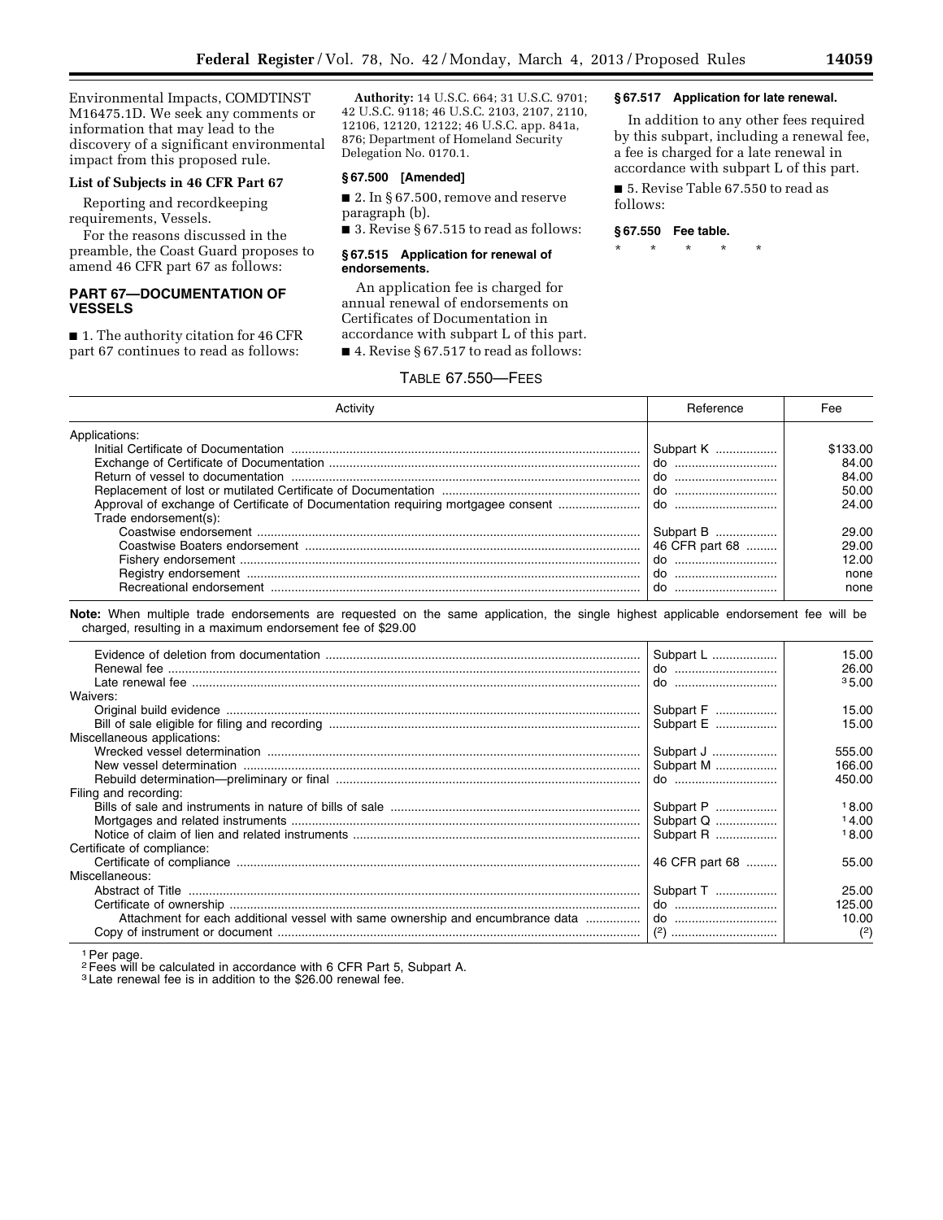Environmental Impacts, COMDTINST M16475.1D. We seek any comments or information that may lead to the discovery of a significant environmental impact from this proposed rule.

### List of Subjects in 46 CFR Part 67

Reporting and recordkeeping requirements, Vessels.

For the reasons discussed in the preamble, the Coast Guard proposes to amend 46 CFR part 67 as follows:

## PART 67—DOCUMENTATION OF VESSELS

■ 1. The authority citation for 46 CFR part 67 continues to read as follows:

**Authority:** 14 U.S.C. 664; 31 U.S.C. 9701; 42 U.S.C. 9118; 46 U.S.C. 2103, 2107, 2110, 12106, 12120, 12122; 46 U.S.C. app. 841a, 876; Department of Homeland Security Delegation No. 0170.1.

### § 67.500 [Amended]

■ 2. In § 67.500, remove and reserve paragraph (b).

■ 3. Revise § 67.515 to read as follows:

### § 67.515 Application for renewal of endorsements.

An application fee is charged for annual renewal of endorsements on Certificates of Documentation in accordance with subpart L of this part.

■ 4. Revise § 67.517 to read as follows:

### § 67.517 Application for late renewal.

In addition to any other fees required by this subpart, including a renewal fee, a fee is charged for a late renewal in accordance with subpart L of this part.

■ 5. Revise Table 67.550 to read as follows:

### § 67.550 Fee table.

\* \* \* \* \*

TABLE 67.550—FEES

| Activity | Reference | Fee |
|---|---|---|
| Applications: | | |
| Initial Certificate of Documentation | Subpart K | $133.00 |
| Exchange of Certificate of Documentation | do | 84.00 |
| Return of vessel to documentation | do | 84.00 |
| Replacement of lost or mutilated Certificate of Documentation | do | 50.00 |
| Approval of exchange of Certificate of Documentation requiring mortgagee consent | do | 24.00 |
| Trade endorsement(s): | | |
| Coastwise endorsement | Subpart B | 29.00 |
| Coastwise Boaters endorsement | 46 CFR part 68 | 29.00 |
| Fishery endorsement | do | 12.00 |
| Registry endorsement | do | none |
| Recreational endorsement | do | none |
| **Note:** When multiple trade endorsements are requested on the same application, the single highest applicable endorsement fee will be charged, resulting in a maximum endorsement fee of $29.00 | | |
| Evidence of deletion from documentation | Subpart L | 15.00 |
| Renewal fee | do | 26.00 |
| Late renewal fee | do | [3] 5.00 |
| Waivers: | | |
| Original build evidence | Subpart F | 15.00 |
| Bill of sale eligible for filing and recording | Subpart E | 15.00 |
| Miscellaneous applications: | | |
| Wrecked vessel determination | Subpart J | 555.00 |
| New vessel determination | Subpart M | 166.00 |
| Rebuild determination—preliminary or final | do | 450.00 |
| Filing and recording: | | |
| Bills of sale and instruments in nature of bills of sale | Subpart P | [1] 8.00 |
| Mortgages and related instruments | Subpart Q | [1] 4.00 |
| Notice of claim of lien and related instruments | Subpart R | [1] 8.00 |
| Certificate of compliance: | | |
| Certificate of compliance | 46 CFR part 68 | 55.00 |
| Miscellaneous: | | |
| Abstract of Title | Subpart T | 25.00 |
| Certificate of ownership | do | 125.00 |
| Attachment for each additional vessel with same ownership and encumbrance data | do | 10.00 |
| Copy of instrument or document | ([2]) | ([2]) |

[1] Per page.
[2] Fees will be calculated in accordance with 6 CFR Part 5, Subpart A.
[3] Late renewal fee is in addition to the $26.00 renewal fee.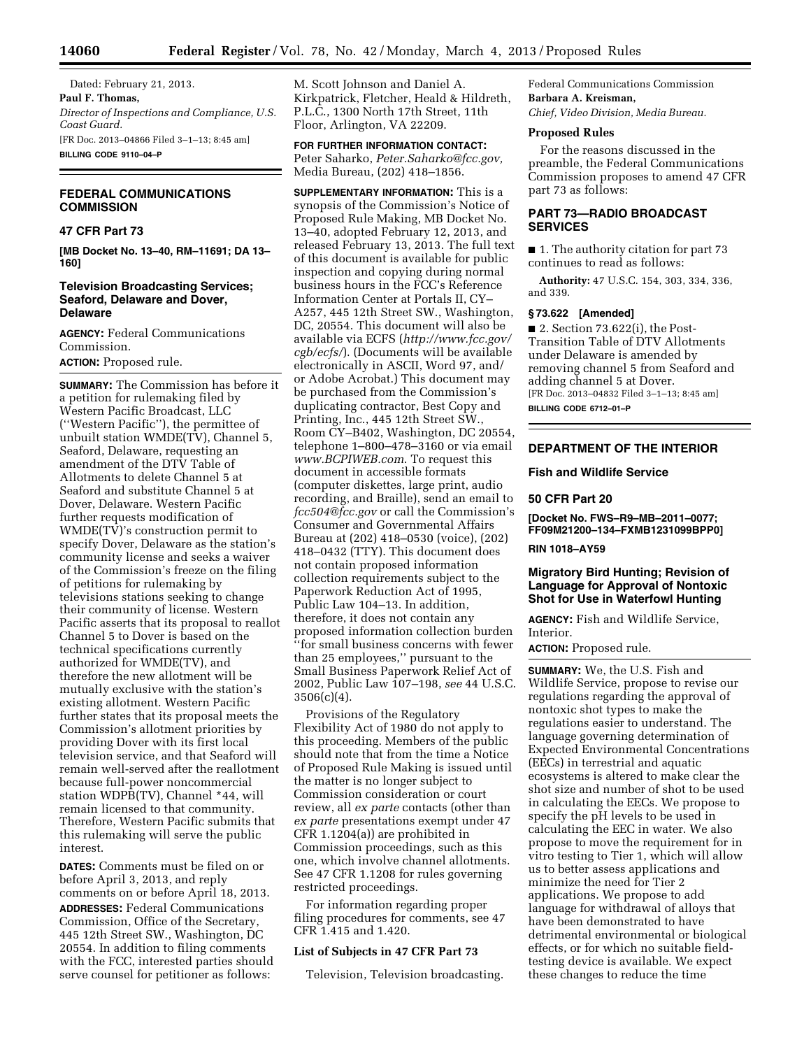Dated: February 21, 2013.

**Paul F. Thomas,**

*Director of Inspections and Compliance, U.S. Coast Guard.*

[FR Doc. 2013–04866 Filed 3–1–13; 8:45 am]

**BILLING CODE 9110–04–P**

## FEDERAL COMMUNICATIONS COMMISSION

### 47 CFR Part 73

**[MB Docket No. 13–40, RM–11691; DA 13–160]**

### Television Broadcasting Services; Seaford, Delaware and Dover, Delaware

**AGENCY:** Federal Communications Commission.

**ACTION:** Proposed rule.

**SUMMARY:** The Commission has before it a petition for rulemaking filed by Western Pacific Broadcast, LLC (''Western Pacific''), the permittee of unbuilt station WMDE(TV), Channel 5, Seaford, Delaware, requesting an amendment of the DTV Table of Allotments to delete Channel 5 at Seaford and substitute Channel 5 at Dover, Delaware. Western Pacific further requests modification of WMDE(TV)'s construction permit to specify Dover, Delaware as the station's community license and seeks a waiver of the Commission's freeze on the filing of petitions for rulemaking by televisions stations seeking to change their community of license. Western Pacific asserts that its proposal to reallot Channel 5 to Dover is based on the technical specifications currently authorized for WMDE(TV), and therefore the new allotment will be mutually exclusive with the station's existing allotment. Western Pacific further states that its proposal meets the Commission's allotment priorities by providing Dover with its first local television service, and that Seaford will remain well-served after the reallotment because full-power noncommercial station WDPB(TV), Channel *44, will remain licensed to that community. Therefore, Western Pacific submits that this rulemaking will serve the public interest.

**DATES:** Comments must be filed on or before April 3, 2013, and reply comments on or before April 18, 2013.

**ADDRESSES:** Federal Communications Commission, Office of the Secretary, 445 12th Street SW., Washington, DC 20554. In addition to filing comments with the FCC, interested parties should serve counsel for petitioner as follows: M. Scott Johnson and Daniel A. Kirkpatrick, Fletcher, Heald & Hildreth, P.L.C., 1300 North 17th Street, 11th Floor, Arlington, VA 22209.

**FOR FURTHER INFORMATION CONTACT:** Peter Saharko, *Peter.Saharko@fcc.gov,* Media Bureau, (202) 418–1856.

**SUPPLEMENTARY INFORMATION:** This is a synopsis of the Commission's Notice of Proposed Rule Making, MB Docket No. 13–40, adopted February 12, 2013, and released February 13, 2013. The full text of this document is available for public inspection and copying during normal business hours in the FCC's Reference Information Center at Portals II, CY–A257, 445 12th Street SW., Washington, DC, 20554. This document will also be available via ECFS (*http://www.fcc.gov/cgb/ecfs/*). (Documents will be available electronically in ASCII, Word 97, and/or Adobe Acrobat.) This document may be purchased from the Commission's duplicating contractor, Best Copy and Printing, Inc., 445 12th Street SW., Room CY–B402, Washington, DC 20554, telephone 1–800–478–3160 or via email *www.BCPIWEB.com*. To request this document in accessible formats (computer diskettes, large print, audio recording, and Braille), send an email to *fcc504@fcc.gov* or call the Commission's Consumer and Governmental Affairs Bureau at (202) 418–0530 (voice), (202) 418–0432 (TTY). This document does not contain proposed information collection requirements subject to the Paperwork Reduction Act of 1995, Public Law 104–13. In addition, therefore, it does not contain any proposed information collection burden ''for small business concerns with fewer than 25 employees,'' pursuant to the Small Business Paperwork Relief Act of 2002, Public Law 107–198, *see* 44 U.S.C. 3506(c)(4).

Provisions of the Regulatory Flexibility Act of 1980 do not apply to this proceeding. Members of the public should note that from the time a Notice of Proposed Rule Making is issued until the matter is no longer subject to Commission consideration or court review, all *ex parte* contacts (other than *ex parte* presentations exempt under 47 CFR 1.1204(a)) are prohibited in Commission proceedings, such as this one, which involve channel allotments. See 47 CFR 1.1208 for rules governing restricted proceedings.

For information regarding proper filing procedures for comments, see 47 CFR 1.415 and 1.420.

#### List of Subjects in 47 CFR Part 73

Television, Television broadcasting.

Federal Communications Commission

**Barbara A. Kreisman,**

*Chief, Video Division, Media Bureau.*

#### Proposed Rules

For the reasons discussed in the preamble, the Federal Communications Commission proposes to amend 47 CFR part 73 as follows:

### PART 73—RADIO BROADCAST SERVICES

■ 1. The authority citation for part 73 continues to read as follows:

**Authority:** 47 U.S.C. 154, 303, 334, 336, and 339.

#### § 73.622 [Amended]

■ 2. Section 73.622(i), the Post-Transition Table of DTV Allotments under Delaware is amended by removing channel 5 from Seaford and adding channel 5 at Dover.

[FR Doc. 2013–04832 Filed 3–1–13; 8:45 am]

**BILLING CODE 6712–01–P**

## DEPARTMENT OF THE INTERIOR

### Fish and Wildlife Service

### 50 CFR Part 20

**[Docket No. FWS–R9–MB–2011–0077; FF09M21200–134–FXMB1231099BPP0]**

**RIN 1018–AY59**

### Migratory Bird Hunting; Revision of Language for Approval of Nontoxic Shot for Use in Waterfowl Hunting

**AGENCY:** Fish and Wildlife Service, Interior.

**ACTION:** Proposed rule.

**SUMMARY:** We, the U.S. Fish and Wildlife Service, propose to revise our regulations regarding the approval of nontoxic shot types to make the regulations easier to understand. The language governing determination of Expected Environmental Concentrations (EECs) in terrestrial and aquatic ecosystems is altered to make clear the shot size and number of shot to be used in calculating the EECs. We propose to specify the pH levels to be used in calculating the EEC in water. We also propose to move the requirement for in vitro testing to Tier 1, which will allow us to better assess applications and minimize the need for Tier 2 applications. We propose to add language for withdrawal of alloys that have been demonstrated to have detrimental environmental or biological effects, or for which no suitable field-testing device is available. We expect these changes to reduce the time